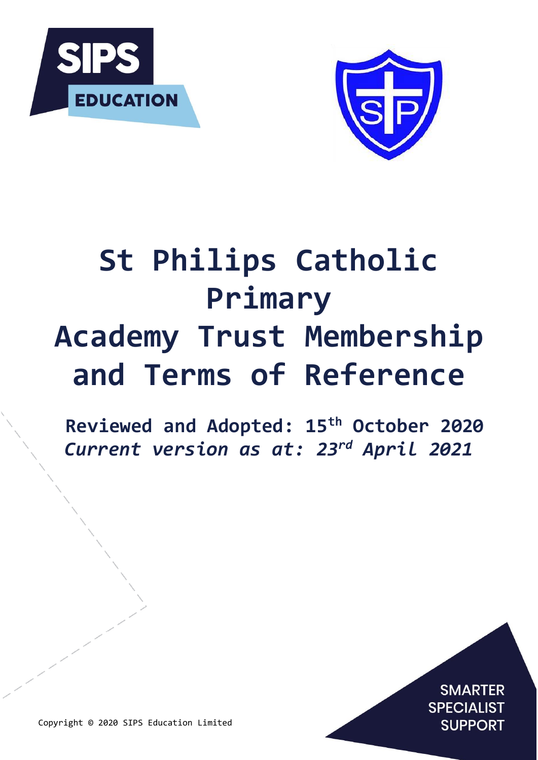# St Philips Catholic Primary Academy Trust Membership and Terms of Reference

**Reviewed and Adopted: 15th October 2020**

***Current version as at: 23rd April 2021***

SMARTER SPECIALIST SUPPORT

Copyright © 2020 SIPS Education Limited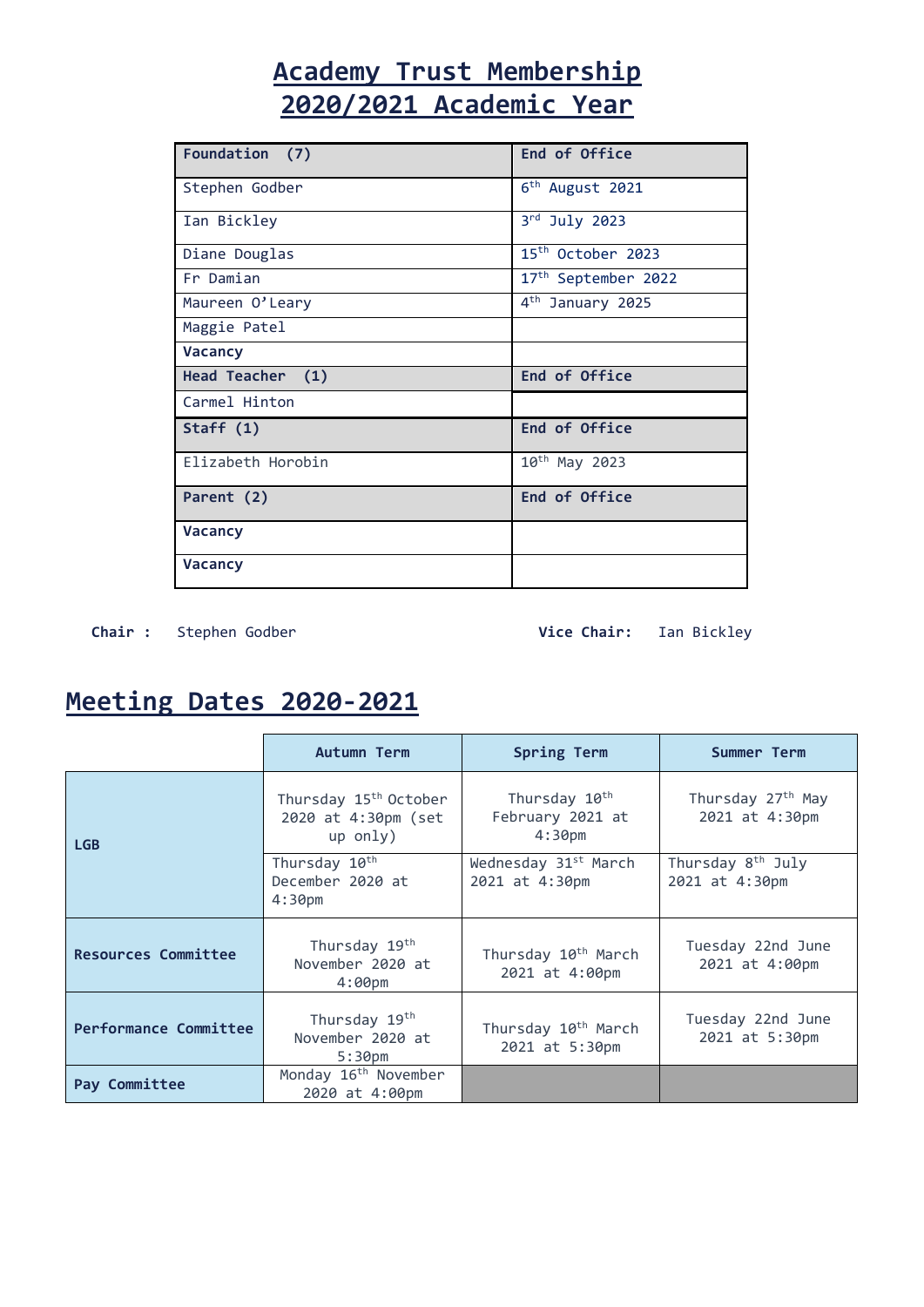# Academy Trust Membership 2020/2021 Academic Year

| **Foundation (7)** | **End of Office** |
|---|---|
| Stephen Godber | 6th August 2021 |
| Ian Bickley | 3rd July 2023 |
| Diane Douglas | 15th October 2023 |
| Fr Damian | 17th September 2022 |
| Maureen O'Leary | 4th January 2025 |
| Maggie Patel | |
| **Vacancy** | |
| **Head Teacher (1)** | **End of Office** |
| Carmel Hinton | |
| **Staff (1)** | **End of Office** |
| Elizabeth Horobin | 10th May 2023 |
| **Parent (2)** | **End of Office** |
| **Vacancy** | |
| **Vacancy** | |

**Chair :** Stephen Godber **Vice Chair:** Ian Bickley

## Meeting Dates 2020-2021

| | Autumn Term | Spring Term | Summer Term |
|---|---|---|---|
| **LGB** | Thursday 15th October 2020 at 4:30pm (set up only) | Thursday 10th February 2021 at 4:30pm | Thursday 27th May 2021 at 4:30pm |
| | Thursday 10th December 2020 at 4:30pm | Wednesday 31st March 2021 at 4:30pm | Thursday 8th July 2021 at 4:30pm |
| **Resources Committee** | Thursday 19th November 2020 at 4:00pm | Thursday 10th March 2021 at 4:00pm | Tuesday 22nd June 2021 at 4:00pm |
| **Performance Commitee** | Thursday 19th November 2020 at 5:30pm | Thursday 10th March 2021 at 5:30pm | Tuesday 22nd June 2021 at 5:30pm |
| **Pay Commitee** | Monday 16th November 2020 at 4:00pm | | |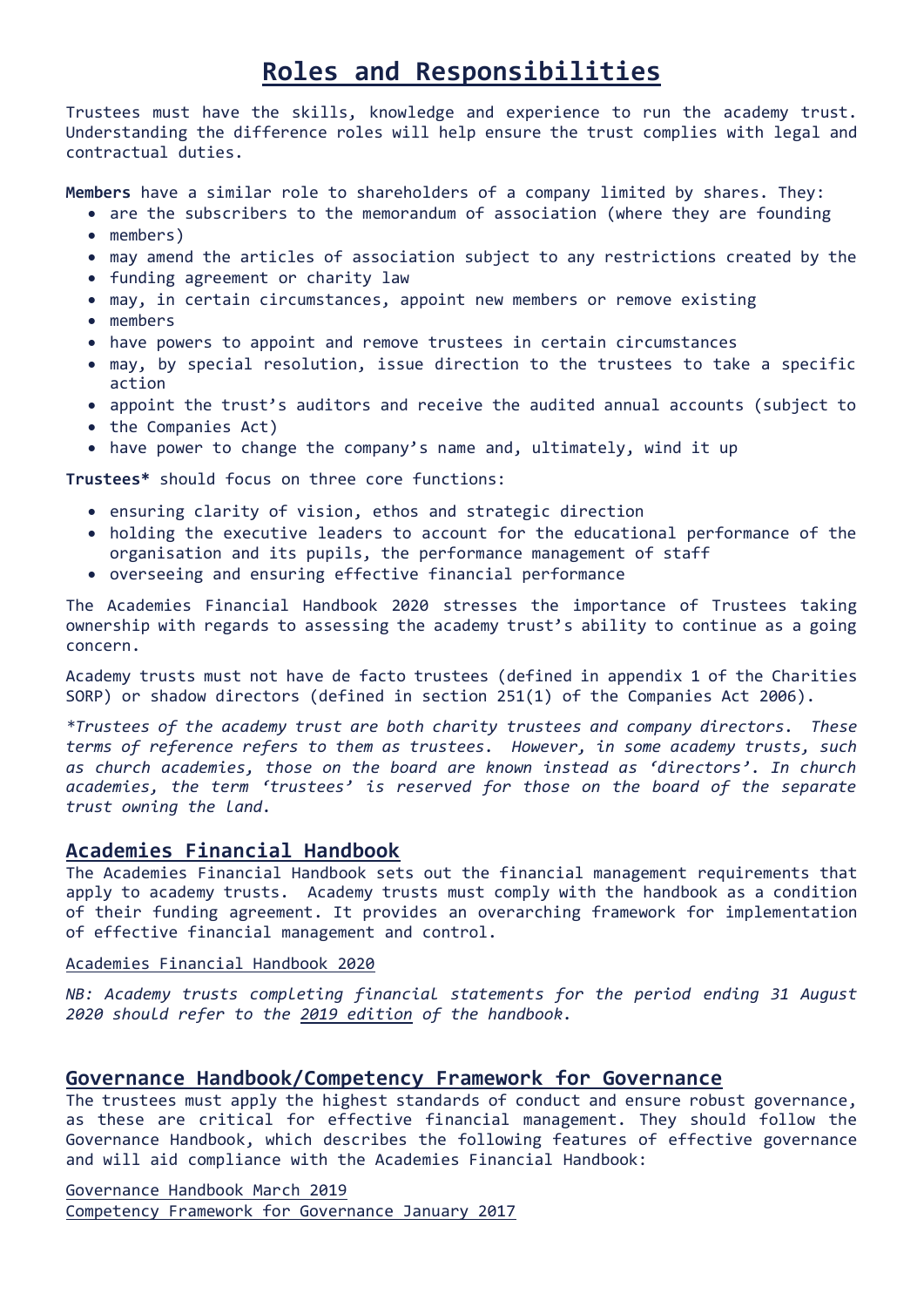# Roles and Responsibilities

Trustees must have the skills, knowledge and experience to run the academy trust. Understanding the difference roles will help ensure the trust complies with legal and contractual duties.

**Members** have a similar role to shareholders of a company limited by shares. They:

- are the subscribers to the memorandum of association (where they are founding
- members)
- may amend the articles of association subject to any restrictions created by the
- funding agreement or charity law
- may, in certain circumstances, appoint new members or remove existing
- members
- have powers to appoint and remove trustees in certain circumstances
- may, by special resolution, issue direction to the trustees to take a specific action
- appoint the trust's auditors and receive the audited annual accounts (subject to
- the Companies Act)
- have power to change the company's name and, ultimately, wind it up

**Trustees*** should focus on three core functions:

- ensuring clarity of vision, ethos and strategic direction
- holding the executive leaders to account for the educational performance of the organisation and its pupils, the performance management of staff
- overseeing and ensuring effective financial performance

The Academies Financial Handbook 2020 stresses the importance of Trustees taking ownership with regards to assessing the academy trust's ability to continue as a going concern.

Academy trusts must not have de facto trustees (defined in appendix 1 of the Charities SORP) or shadow directors (defined in section 251(1) of the Companies Act 2006).

*\*Trustees of the academy trust are both charity trustees and company directors. These terms of reference refers to them as trustees. However, in some academy trusts, such as church academies, those on the board are known instead as 'directors'. In church academies, the term 'trustees' is reserved for those on the board of the separate trust owning the land.*

## Academies Financial Handbook

The Academies Financial Handbook sets out the financial management requirements that apply to academy trusts. Academy trusts must comply with the handbook as a condition of their funding agreement. It provides an overarching framework for implementation of effective financial management and control.

Academies Financial Handbook 2020

*NB: Academy trusts completing financial statements for the period ending 31 August 2020 should refer to the 2019 edition of the handbook.*

## Governance Handbook/Competency Framework for Governance

The trustees must apply the highest standards of conduct and ensure robust governance, as these are critical for effective financial management. They should follow the Governance Handbook, which describes the following features of effective governance and will aid compliance with the Academies Financial Handbook:

Governance Handbook March 2019
Competency Framework for Governance January 2017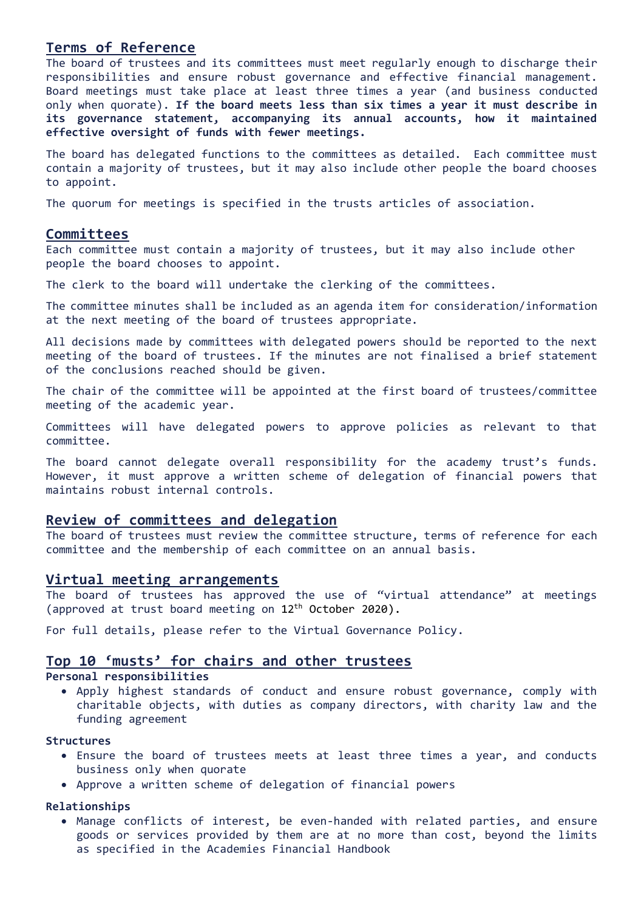## Terms of Reference

The board of trustees and its committees must meet regularly enough to discharge their responsibilities and ensure robust governance and effective financial management. Board meetings must take place at least three times a year (and business conducted only when quorate). **If the board meets less than six times a year it must describe in its governance statement, accompanying its annual accounts, how it maintained effective oversight of funds with fewer meetings.**

The board has delegated functions to the committees as detailed. Each committee must contain a majority of trustees, but it may also include other people the board chooses to appoint.

The quorum for meetings is specified in the trusts articles of association.

## Committees

Each committee must contain a majority of trustees, but it may also include other people the board chooses to appoint.

The clerk to the board will undertake the clerking of the committees.

The committee minutes shall be included as an agenda item for consideration/information at the next meeting of the board of trustees appropriate.

All decisions made by committees with delegated powers should be reported to the next meeting of the board of trustees. If the minutes are not finalised a brief statement of the conclusions reached should be given.

The chair of the committee will be appointed at the first board of trustees/committee meeting of the academic year.

Committees will have delegated powers to approve policies as relevant to that committee.

The board cannot delegate overall responsibility for the academy trust's funds. However, it must approve a written scheme of delegation of financial powers that maintains robust internal controls.

## Review of committees and delegation

The board of trustees must review the committee structure, terms of reference for each committee and the membership of each committee on an annual basis.

## Virtual meeting arrangements

The board of trustees has approved the use of "virtual attendance" at meetings (approved at trust board meeting on 12th October 2020).

For full details, please refer to the Virtual Governance Policy.

## Top 10 'musts' for chairs and other trustees

**Personal responsibilities**

- Apply highest standards of conduct and ensure robust governance, comply with charitable objects, with duties as company directors, with charity law and the funding agreement

**Structures**

- Ensure the board of trustees meets at least three times a year, and conducts business only when quorate
- Approve a written scheme of delegation of financial powers

**Relationships**

- Manage conflicts of interest, be even-handed with related parties, and ensure goods or services provided by them are at no more than cost, beyond the limits as specified in the Academies Financial Handbook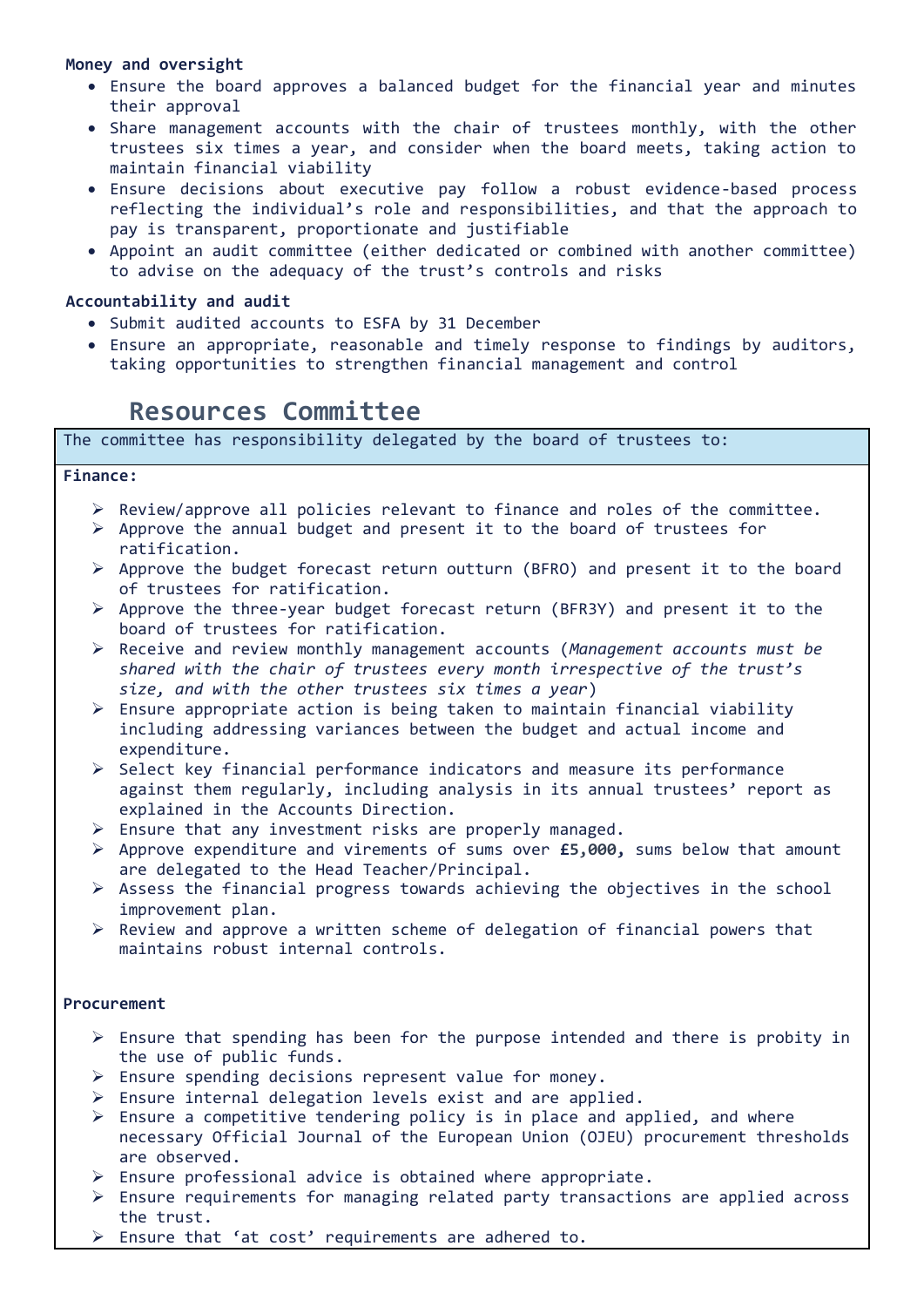**Money and oversight**

- Ensure the board approves a balanced budget for the financial year and minutes their approval
- Share management accounts with the chair of trustees monthly, with the other trustees six times a year, and consider when the board meets, taking action to maintain financial viability
- Ensure decisions about executive pay follow a robust evidence-based process reflecting the individual's role and responsibilities, and that the approach to pay is transparent, proportionate and justifiable
- Appoint an audit committee (either dedicated or combined with another committee) to advise on the adequacy of the trust's controls and risks

**Accountability and audit**

- Submit audited accounts to ESFA by 31 December
- Ensure an appropriate, reasonable and timely response to findings by auditors, taking opportunities to strengthen financial management and control

## Resources Committee

The committee has responsibility delegated by the board of trustees to:

**Finance:**

- Review/approve all policies relevant to finance and roles of the committee.
- Approve the annual budget and present it to the board of trustees for ratification.
- Approve the budget forecast return outturn (BFRO) and present it to the board of trustees for ratification.
- Approve the three-year budget forecast return (BFR3Y) and present it to the board of trustees for ratification.
- Receive and review monthly management accounts (*Management accounts must be shared with the chair of trustees every month irrespective of the trust's size, and with the other trustees six times a year*)
- Ensure appropriate action is being taken to maintain financial viability including addressing variances between the budget and actual income and expenditure.
- Select key financial performance indicators and measure its performance against them regularly, including analysis in its annual trustees' report as explained in the Accounts Direction.
- Ensure that any investment risks are properly managed.
- Approve expenditure and virements of sums over **£5,000,** sums below that amount are delegated to the Head Teacher/Principal.
- Assess the financial progress towards achieving the objectives in the school improvement plan.
- Review and approve a written scheme of delegation of financial powers that maintains robust internal controls.

**Procurement**

- Ensure that spending has been for the purpose intended and there is probity in the use of public funds.
- Ensure spending decisions represent value for money.
- Ensure internal delegation levels exist and are applied.
- Ensure a competitive tendering policy is in place and applied, and where necessary Official Journal of the European Union (OJEU) procurement thresholds are observed.
- Ensure professional advice is obtained where appropriate.
- Ensure requirements for managing related party transactions are applied across the trust.
- Ensure that 'at cost' requirements are adhered to.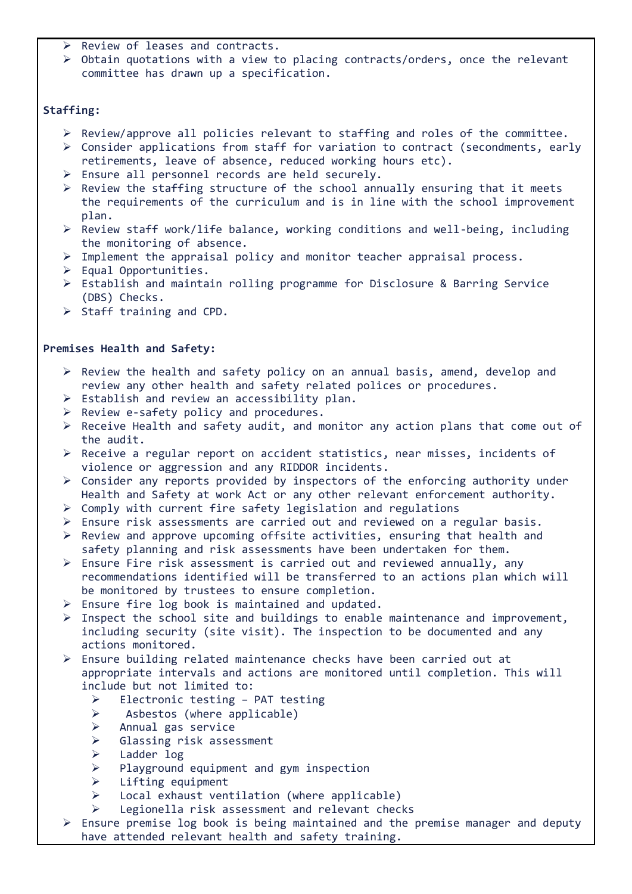- Review of leases and contracts.
- Obtain quotations with a view to placing contracts/orders, once the relevant committee has drawn up a specification.

**Staffing:**

- Review/approve all policies relevant to staffing and roles of the committee.
- Consider applications from staff for variation to contract (secondments, early retirements, leave of absence, reduced working hours etc).
- Ensure all personnel records are held securely.
- Review the staffing structure of the school annually ensuring that it meets the requirements of the curriculum and is in line with the school improvement plan.
- Review staff work/life balance, working conditions and well-being, including the monitoring of absence.
- Implement the appraisal policy and monitor teacher appraisal process.
- Equal Opportunities.
- Establish and maintain rolling programme for Disclosure & Barring Service (DBS) Checks.
- Staff training and CPD.

**Premises Health and Safety:**

- Review the health and safety policy on an annual basis, amend, develop and review any other health and safety related polices or procedures.
- Establish and review an accessibility plan.
- Review e-safety policy and procedures.
- Receive Health and safety audit, and monitor any action plans that come out of the audit.
- Receive a regular report on accident statistics, near misses, incidents of violence or aggression and any RIDDOR incidents.
- Consider any reports provided by inspectors of the enforcing authority under Health and Safety at work Act or any other relevant enforcement authority.
- Comply with current fire safety legislation and regulations
- Ensure risk assessments are carried out and reviewed on a regular basis.
- Review and approve upcoming offsite activities, ensuring that health and safety planning and risk assessments have been undertaken for them.
- Ensure Fire risk assessment is carried out and reviewed annually, any recommendations identified will be transferred to an actions plan which will be monitored by trustees to ensure completion.
- Ensure fire log book is maintained and updated.
- Inspect the school site and buildings to enable maintenance and improvement, including security (site visit). The inspection to be documented and any actions monitored.
- Ensure building related maintenance checks have been carried out at appropriate intervals and actions are monitored until completion. This will include but not limited to:
  - Electronic testing – PAT testing
  - Asbestos (where applicable)
  - Annual gas service
  - Glassing risk assessment
  - Ladder log
  - Playground equipment and gym inspection
  - Lifting equipment
  - Local exhaust ventilation (where applicable)
  - Legionella risk assessment and relevant checks
- Ensure premise log book is being maintained and the premise manager and deputy have attended relevant health and safety training.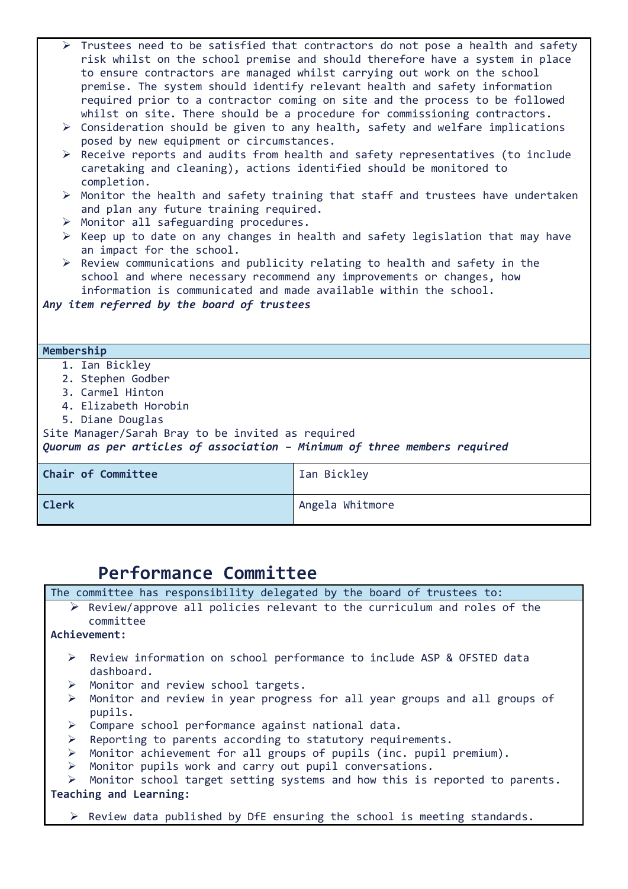- Trustees need to be satisfied that contractors do not pose a health and safety risk whilst on the school premise and should therefore have a system in place to ensure contractors are managed whilst carrying out work on the school premise. The system should identify relevant health and safety information required prior to a contractor coming on site and the process to be followed whilst on site. There should be a procedure for commissioning contractors.
- Consideration should be given to any health, safety and welfare implications posed by new equipment or circumstances.
- Receive reports and audits from health and safety representatives (to include caretaking and cleaning), actions identified should be monitored to completion.
- Monitor the health and safety training that staff and trustees have undertaken and plan any future training required.
- Monitor all safeguarding procedures.
- Keep up to date on any changes in health and safety legislation that may have an impact for the school.
- Review communications and publicity relating to health and safety in the school and where necessary recommend any improvements or changes, how information is communicated and made available within the school.

***Any item referred by the board of trustees***

**Membership**

1. Ian Bickley
2. Stephen Godber
3. Carmel Hinton
4. Elizabeth Horobin
5. Diane Douglas

Site Manager/Sarah Bray to be invited as required

***Quorum as per articles of association – Minimum of three members required***

| | |
|---|---|
| **Chair of Committee** | Ian Bickley |
| **Clerk** | Angela Whitmore |

## Performance Committee

The committee has responsibility delegated by the board of trustees to:

- Review/approve all policies relevant to the curriculum and roles of the committee

**Achievement:**

- Review information on school performance to include ASP & OFSTED data dashboard.
- Monitor and review school targets.
- Monitor and review in year progress for all year groups and all groups of pupils.
- Compare school performance against national data.
- Reporting to parents according to statutory requirements.
- Monitor achievement for all groups of pupils (inc. pupil premium).
- Monitor pupils work and carry out pupil conversations.
- Monitor school target setting systems and how this is reported to parents.

**Teaching and Learning:**

- Review data published by DfE ensuring the school is meeting standards.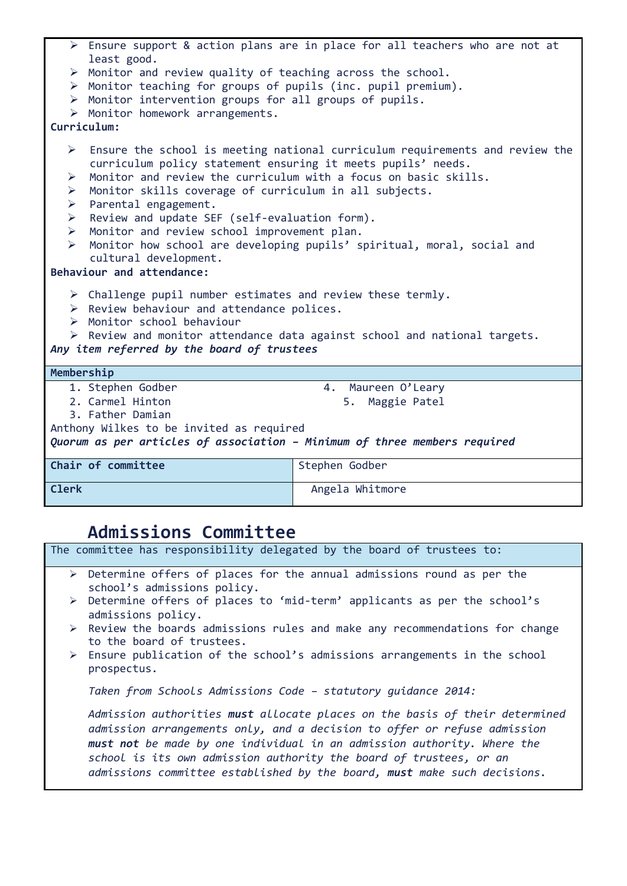- Ensure support & action plans are in place for all teachers who are not at least good.
- Monitor and review quality of teaching across the school.
- Monitor teaching for groups of pupils (inc. pupil premium).
- Monitor intervention groups for all groups of pupils.
- Monitor homework arrangements.

**Curriculum:**

- Ensure the school is meeting national curriculum requirements and review the curriculum policy statement ensuring it meets pupils' needs.
- Monitor and review the curriculum with a focus on basic skills.
- Monitor skills coverage of curriculum in all subjects.
- Parental engagement.
- Review and update SEF (self-evaluation form).
- Monitor and review school improvement plan.
- Monitor how school are developing pupils' spiritual, moral, social and cultural development.

**Behaviour and attendance:**

- Challenge pupil number estimates and review these termly.
- Review behaviour and attendance polices.
- Monitor school behaviour
- Review and monitor attendance data against school and national targets.

***Any item referred by the board of trustees***

**Membership**

1. Stephen Godber
2. Carmel Hinton
3. Father Damian
4. Maureen O'Leary
5. Maggie Patel

Anthony Wilkes to be invited as required

***Quorum as per articles of association – Minimum of three members required***

| **Chair of committee** | Stephen Godber |
|---|---|
| **Clerk** | Angela Whitmore |

## Admissions Committee

The committee has responsibility delegated by the board of trustees to:

- Determine offers of places for the annual admissions round as per the school's admissions policy.
- Determine offers of places to 'mid-term' applicants as per the school's admissions policy.
- Review the boards admissions rules and make any recommendations for change to the board of trustees.
- Ensure publication of the school's admissions arrangements in the school prospectus.

*Taken from Schools Admissions Code – statutory guidance 2014:*

*Admission authorities **must** allocate places on the basis of their determined admission arrangements only, and a decision to offer or refuse admission **must not** be made by one individual in an admission authority. Where the school is its own admission authority the board of trustees, or an admissions committee established by the board, **must** make such decisions.*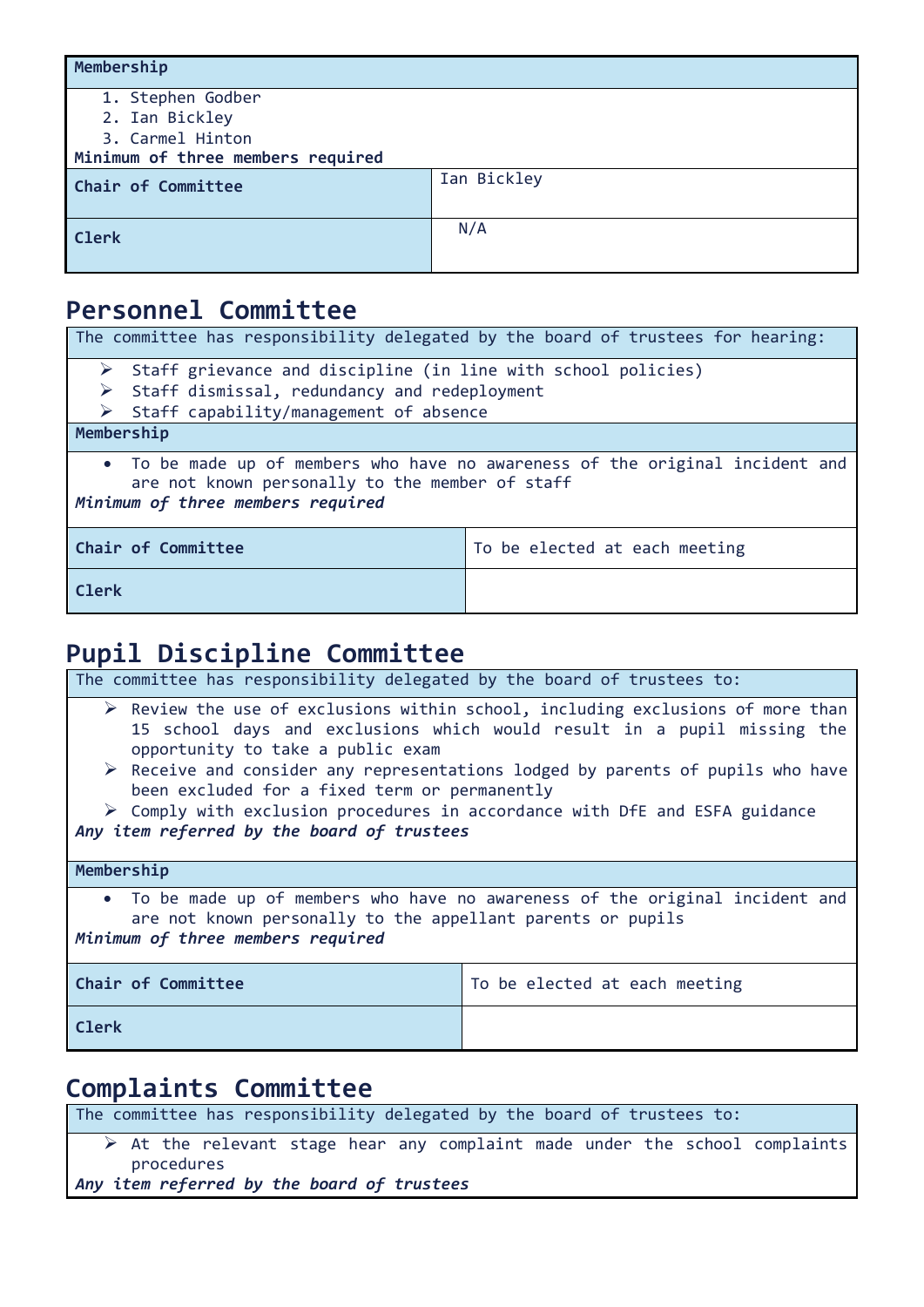| Membership | |
|---|---|
| 1. Stephen Godber<br>2. Ian Bickley<br>3. Carmel Hinton<br>**Minimum of three members required** | |
| **Chair of Committee** | Ian Bickley |
| **Clerk** | N/A |

## Personnel Committee

| The committee has responsibility delegated by the board of trustees for hearing: | |
|---|---|
| ➢ Staff grievance and discipline (in line with school policies)<br>➢ Staff dismissal, redundancy and redeployment<br>➢ Staff capability/management of absence | |
| **Membership** | |
| • To be made up of members who have no awareness of the original incident and are not known personally to the member of staff<br>***Minimum of three members required*** | |
| **Chair of Committee** | To be elected at each meeting |
| **Clerk** | |

## Pupil Discipline Committee

| The committee has responsibility delegated by the board of trustees to: | |
|---|---|
| ➢ Review the use of exclusions within school, including exclusions of more than 15 school days and exclusions which would result in a pupil missing the opportunity to take a public exam<br>➢ Receive and consider any representations lodged by parents of pupils who have been excluded for a fixed term or permanently<br>➢ Comply with exclusion procedures in accordance with DfE and ESFA guidance<br>***Any item referred by the board of trustees*** | |
| **Membership** | |
| • To be made up of members who have no awareness of the original incident and are not known personally to the appellant parents or pupils<br>***Minimum of three members required*** | |
| **Chair of Committee** | To be elected at each meeting |
| **Clerk** | |

## Complaints Committee

| The committee has responsibility delegated by the board of trustees to: |
|---|
| ➢ At the relevant stage hear any complaint made under the school complaints procedures<br>***Any item referred by the board of trustees*** |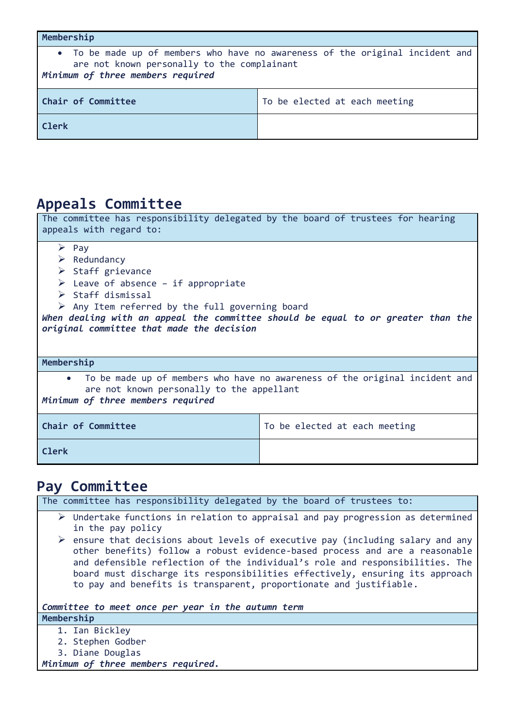| Membership | |
|---|---|
| • To be made up of members who have no awareness of the original incident and are not known personally to the complainant<br>***Minimum of three members required*** | |
| **Chair of Committee** | To be elected at each meeting |
| **Clerk** | |

## Appeals Committee

| The committee has responsibility delegated by the board of trustees for hearing appeals with regard to: | |
|---|---|
| ➢ Pay<br>➢ Redundancy<br>➢ Staff grievance<br>➢ Leave of absence – if appropriate<br>➢ Staff dismissal<br>➢ Any Item referred by the full governing board<br>***When dealing with an appeal the committee should be equal to or greater than the original committee that made the decision*** | |
| **Membership** | |
| • To be made up of members who have no awareness of the original incident and are not known personally to the appellant<br>***Minimum of three members required*** | |
| **Chair of Committee** | To be elected at each meeting |
| **Clerk** | |

## Pay Committee

| The committee has responsibility delegated by the board of trustees to: |
|---|
| ➢ Undertake functions in relation to appraisal and pay progression as determined in the pay policy<br>➢ ensure that decisions about levels of executive pay (including salary and any other benefits) follow a robust evidence-based process and are a reasonable and defensible reflection of the individual's role and responsibilities. The board must discharge its responsibilities effectively, ensuring its approach to pay and benefits is transparent, proportionate and justifiable.<br><br>***Committee to meet once per year in the autumn term*** |
| **Membership** |
| 1. Ian Bickley<br>2. Stephen Godber<br>3. Diane Douglas<br>***Minimum of three members required.*** |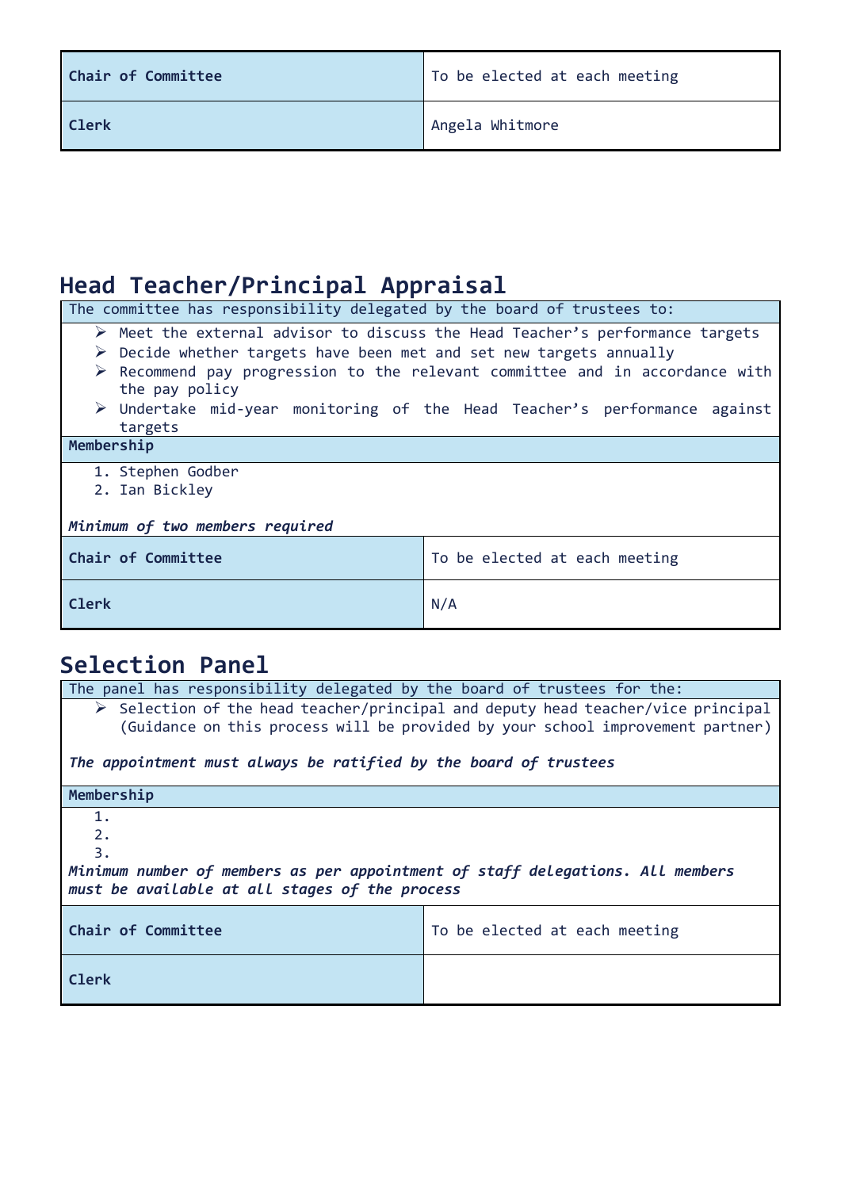| Chair of Committee | To be elected at each meeting |
|---|---|
| Clerk | Angela Whitmore |

## Head Teacher/Principal Appraisal

| The committee has responsibility delegated by the board of trustees to: | |
|---|---|
| ➢ Meet the external advisor to discuss the Head Teacher's performance targets<br>➢ Decide whether targets have been met and set new targets annually<br>➢ Recommend pay progression to the relevant committee and in accordance with the pay policy<br>➢ Undertake mid-year monitoring of the Head Teacher's performance against targets | |
| **Membership** | |
| 1. Stephen Godber<br>2. Ian Bickley<br><br>***Minimum of two members required*** | |
| **Chair of Committee** | To be elected at each meeting |
| **Clerk** | N/A |

## Selection Panel

| The panel has responsibility delegated by the board of trustees for the: | |
|---|---|
| ➢ Selection of the head teacher/principal and deputy head teacher/vice principal (Guidance on this process will be provided by your school improvement partner)<br><br>***The appointment must always be ratified by the board of trustees*** | |
| **Membership** | |
| 1.<br>2.<br>3.<br>***Minimum number of members as per appointment of staff delegations. All members must be available at all stages of the process*** | |
| **Chair of Committee** | To be elected at each meeting |
| **Clerk** | |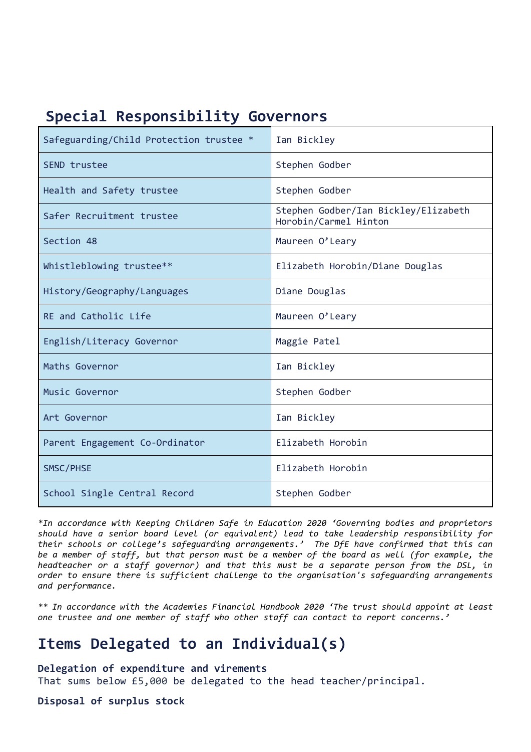## Special Responsibility Governors

| | |
|---|---|
| Safeguarding/Child Protection trustee * | Ian Bickley |
| SEND trustee | Stephen Godber |
| Health and Safety trustee | Stephen Godber |
| Safer Recruitment trustee | Stephen Godber/Ian Bickley/Elizabeth Horobin/Carmel Hinton |
| Section 48 | Maureen O'Leary |
| Whistleblowing trustee** | Elizabeth Horobin/Diane Douglas |
| History/Geography/Languages | Diane Douglas |
| RE and Catholic Life | Maureen O'Leary |
| English/Literacy Governor | Maggie Patel |
| Maths Governor | Ian Bickley |
| Music Governor | Stephen Godber |
| Art Governor | Ian Bickley |
| Parent Engagement Co-Ordinator | Elizabeth Horobin |
| SMSC/PHSE | Elizabeth Horobin |
| School Single Central Record | Stephen Godber |

*\*In accordance with Keeping Children Safe in Education 2020 'Governing bodies and proprietors should have a senior board level (or equivalent) lead to take leadership responsibility for their schools or college's safeguarding arrangements.' The DfE have confirmed that this can be a member of staff, but that person must be a member of the board as well (for example, the headteacher or a staff governor) and that this must be a separate person from the DSL, in order to ensure there is sufficient challenge to the organisation's safeguarding arrangements and performance.*

*\*\* In accordance with the Academies Financial Handbook 2020 'The trust should appoint at least one trustee and one member of staff who other staff can contact to report concerns.'*

# Items Delegated to an Individual(s)

**Delegation of expenditure and virements**

That sums below £5,000 be delegated to the head teacher/principal.

**Disposal of surplus stock**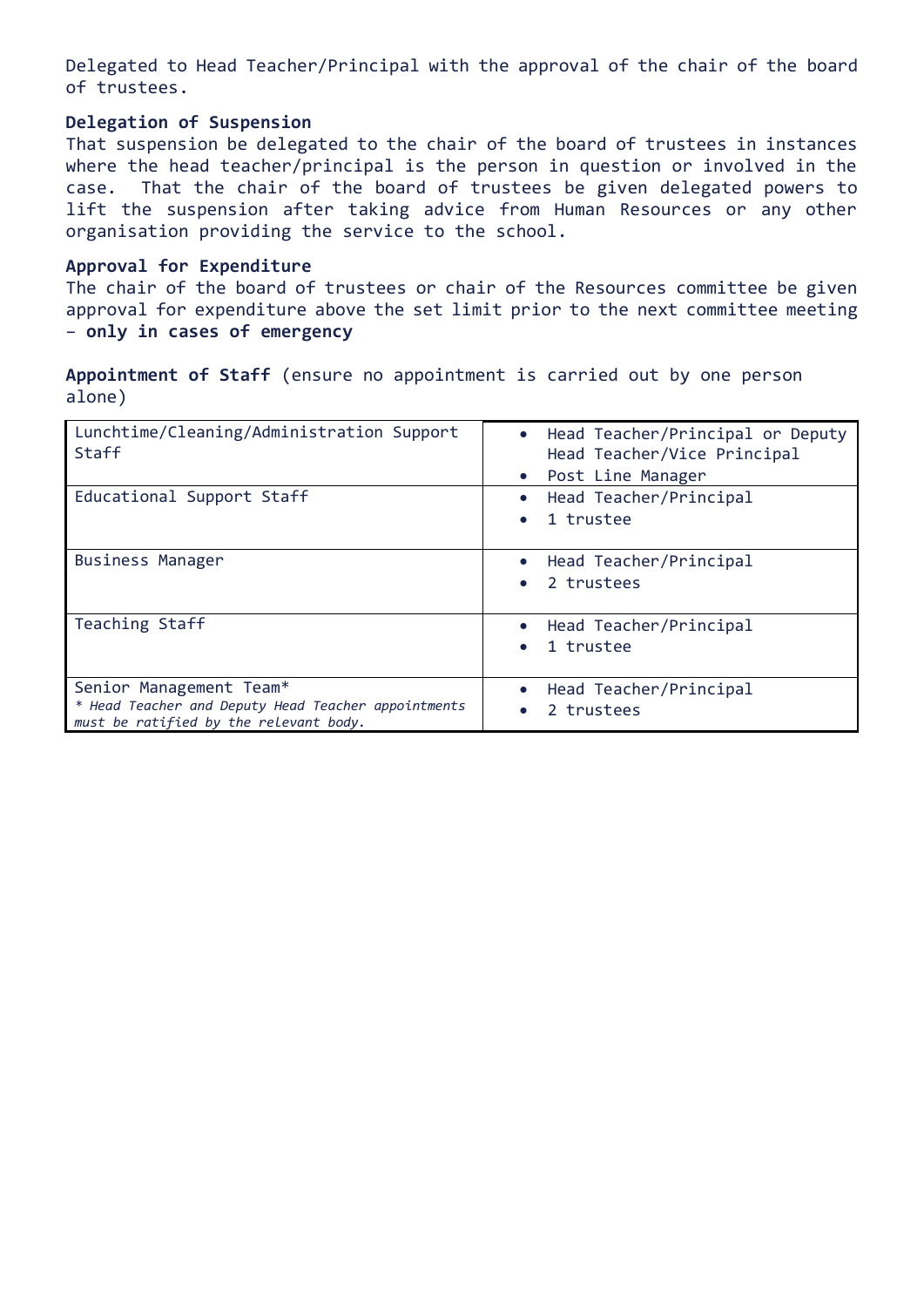Delegated to Head Teacher/Principal with the approval of the chair of the board of trustees.

**Delegation of Suspension**
That suspension be delegated to the chair of the board of trustees in instances where the head teacher/principal is the person in question or involved in the case. That the chair of the board of trustees be given delegated powers to lift the suspension after taking advice from Human Resources or any other organisation providing the service to the school.

**Approval for Expenditure**
The chair of the board of trustees or chair of the Resources committee be given approval for expenditure above the set limit prior to the next committee meeting – **only in cases of emergency**

**Appointment of Staff** (ensure no appointment is carried out by one person alone)

| | |
|---|---|
| Lunchtime/Cleaning/Administration Support Staff | • Head Teacher/Principal or Deputy Head Teacher/Vice Principal<br>• Post Line Manager |
| Educational Support Staff | • Head Teacher/Principal<br>• 1 trustee |
| Business Manager | • Head Teacher/Principal<br>• 2 trustees |
| Teaching Staff | • Head Teacher/Principal<br>• 1 trustee |
| Senior Management Team*<br>*\* Head Teacher and Deputy Head Teacher appointments must be ratified by the relevant body.* | • Head Teacher/Principal<br>• 2 trustees |